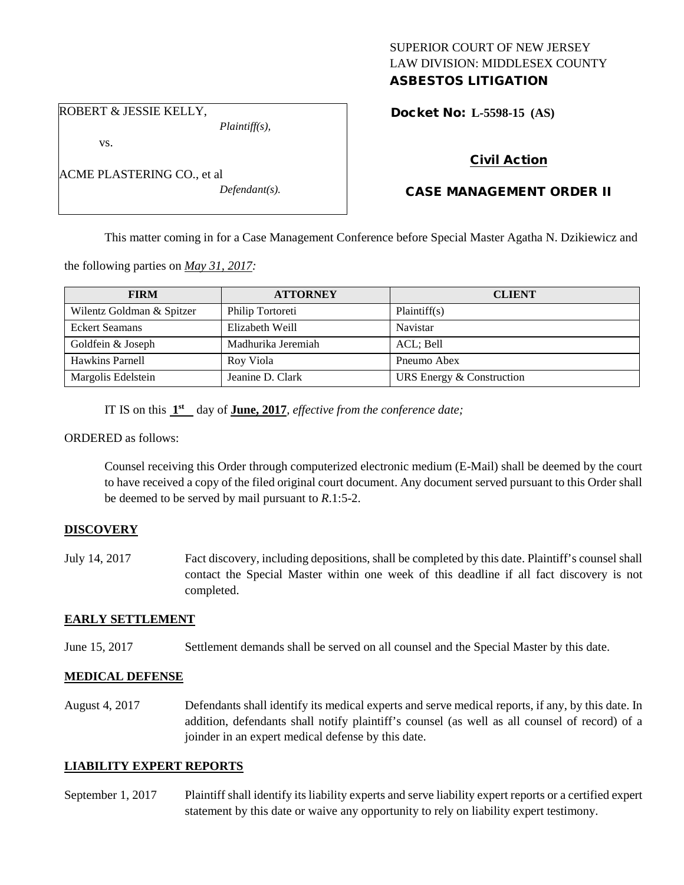SUPERIOR COURT OF NEW JERSEY
LAW DIVISION: MIDDLESEX COUNTY
**ASBESTOS LITIGATION**

ROBERT & JESSIE KELLY,
*Plaintiff(s),*

vs.

ACME PLASTERING CO., et al
*Defendant(s).*

**Docket No: L-5598-15 (AS)**

**Civil Action**

**CASE MANAGEMENT ORDER II**

This matter coming in for a Case Management Conference before Special Master Agatha N. Dzikiewicz and the following parties on *May 31, 2017:*

| FIRM | ATTORNEY | CLIENT |
|---|---|---|
| Wilentz Goldman & Spitzer | Philip Tortoreti | Plaintiff(s) |
| Eckert Seamans | Elizabeth Weill | Navistar |
| Goldfein & Joseph | Madhurika Jeremiah | ACL; Bell |
| Hawkins Parnell | Roy Viola | Pneumo Abex |
| Margolis Edelstein | Jeanine D. Clark | URS Energy & Construction |

IT IS on this **1st** day of **June, 2017**, *effective from the conference date;*

ORDERED as follows:

Counsel receiving this Order through computerized electronic medium (E-Mail) shall be deemed by the court to have received a copy of the filed original court document. Any document served pursuant to this Order shall be deemed to be served by mail pursuant to *R*.1:5-2.

**DISCOVERY**

July 14, 2017 — Fact discovery, including depositions, shall be completed by this date. Plaintiff's counsel shall contact the Special Master within one week of this deadline if all fact discovery is not completed.

**EARLY SETTLEMENT**

June 15, 2017 — Settlement demands shall be served on all counsel and the Special Master by this date.

**MEDICAL DEFENSE**

August 4, 2017 — Defendants shall identify its medical experts and serve medical reports, if any, by this date. In addition, defendants shall notify plaintiff's counsel (as well as all counsel of record) of a joinder in an expert medical defense by this date.

**LIABILITY EXPERT REPORTS**

September 1, 2017 — Plaintiff shall identify its liability experts and serve liability expert reports or a certified expert statement by this date or waive any opportunity to rely on liability expert testimony.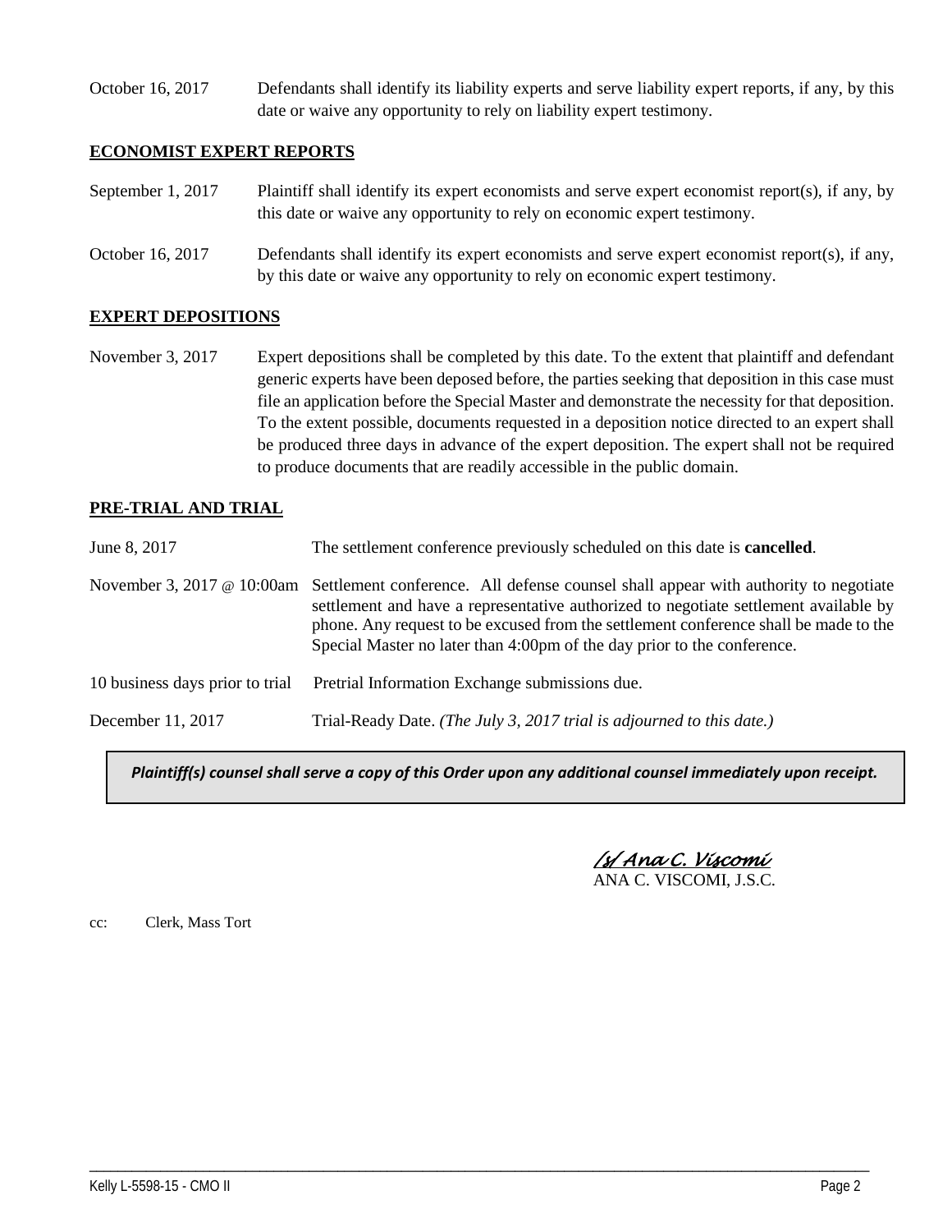| | |
|---|---|
| October 16, 2017 | Defendants shall identify its liability experts and serve liability expert reports, if any, by this date or waive any opportunity to rely on liability expert testimony. |

## ECONOMIST EXPERT REPORTS

| | |
|---|---|
| September 1, 2017 | Plaintiff shall identify its expert economists and serve expert economist report(s), if any, by this date or waive any opportunity to rely on economic expert testimony. |
| October 16, 2017 | Defendants shall identify its expert economists and serve expert economist report(s), if any, by this date or waive any opportunity to rely on economic expert testimony. |

## EXPERT DEPOSITIONS

| | |
|---|---|
| November 3, 2017 | Expert depositions shall be completed by this date. To the extent that plaintiff and defendant generic experts have been deposed before, the parties seeking that deposition in this case must file an application before the Special Master and demonstrate the necessity for that deposition. To the extent possible, documents requested in a deposition notice directed to an expert shall be produced three days in advance of the expert deposition. The expert shall not be required to produce documents that are readily accessible in the public domain. |

## PRE-TRIAL AND TRIAL

| | |
|---|---|
| June 8, 2017 | The settlement conference previously scheduled on this date is **cancelled**. |
| November 3, 2017 @ 10:00am | Settlement conference. All defense counsel shall appear with authority to negotiate settlement and have a representative authorized to negotiate settlement available by phone. Any request to be excused from the settlement conference shall be made to the Special Master no later than 4:00pm of the day prior to the conference. |
| 10 business days prior to trial | Pretrial Information Exchange submissions due. |
| December 11, 2017 | Trial-Ready Date. *(The July 3, 2017 trial is adjourned to this date.)* |

***Plaintiff(s) counsel shall serve a copy of this Order upon any additional counsel immediately upon receipt.***

*/s/ Ana C. Viscomi*
ANA C. VISCOMI, J.S.C.

cc: Clerk, Mass Tort

Kelly L-5598-15 - CMO II